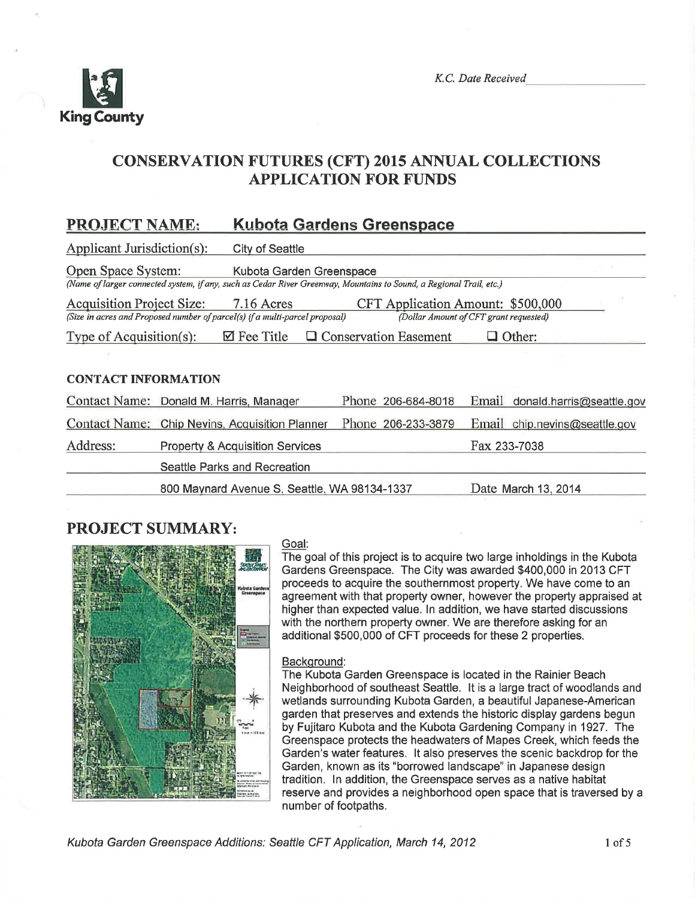King County

*K.C. Date Received* \_\_\_\_\_\_\_\_\_\_\_\_\_\_\_\_

# CONSERVATION FUTURES (CFT) 2015 ANNUAL COLLECTIONS APPLICATION FOR FUNDS

## PROJECT NAME: Kubota Gardens Greenspace

Applicant Jurisdiction(s): City of Seattle

Open Space System: Kubota Garden Greenspace
*(Name of larger connected system, if any, such as Cedar River Greenway, Mountains to Sound, a Regional Trail, etc.)*

Acquisition Project Size: 7.16 Acres
*(Size in acres and Proposed number of parcel(s) if a multi-parcel proposal)*

CFT Application Amount: $500,000
*(Dollar Amount of CFT grant requested)*

Type of Acquisition(s): ☑ Fee Title ☐ Conservation Easement ☐ Other:

### CONTACT INFORMATION

| | | | |
|---|---|---|---|
| Contact Name: | Donald M. Harris, Manager | Phone 206-684-8018 | Email donald.harris@seattle.gov |
| Contact Name: | Chip Nevins, Acquisition Planner | Phone 206-233-3879 | Email chip.nevins@seattle.gov |
| Address: | Property & Acquisition Services | | Fax 233-7038 |
| | Seattle Parks and Recreation | | |
| | 800 Maynard Avenue S, Seattle, WA 98134-1337 | | Date March 13, 2014 |

## PROJECT SUMMARY:

Goal:

The goal of this project is to acquire two large inholdings in the Kubota Gardens Greenspace. The City was awarded $400,000 in 2013 CFT proceeds to acquire the southernmost property. We have come to an agreement with that property owner, however the property appraised at higher than expected value. In addition, we have started discussions with the northern property owner. We are therefore asking for an additional $500,000 of CFT proceeds for these 2 properties.

Background:

The Kubota Garden Greenspace is located in the Rainier Beach Neighborhood of southeast Seattle. It is a large tract of woodlands and wetlands surrounding Kubota Garden, a beautiful Japanese-American garden that preserves and extends the historic display gardens begun by Fujitaro Kubota and the Kubota Gardening Company in 1927. The Greenspace protects the headwaters of Mapes Creek, which feeds the Garden's water features. It also preserves the scenic backdrop for the Garden, known as its "borrowed landscape" in Japanese design tradition. In addition, the Greenspace serves as a native habitat reserve and provides a neighborhood open space that is traversed by a number of footpaths.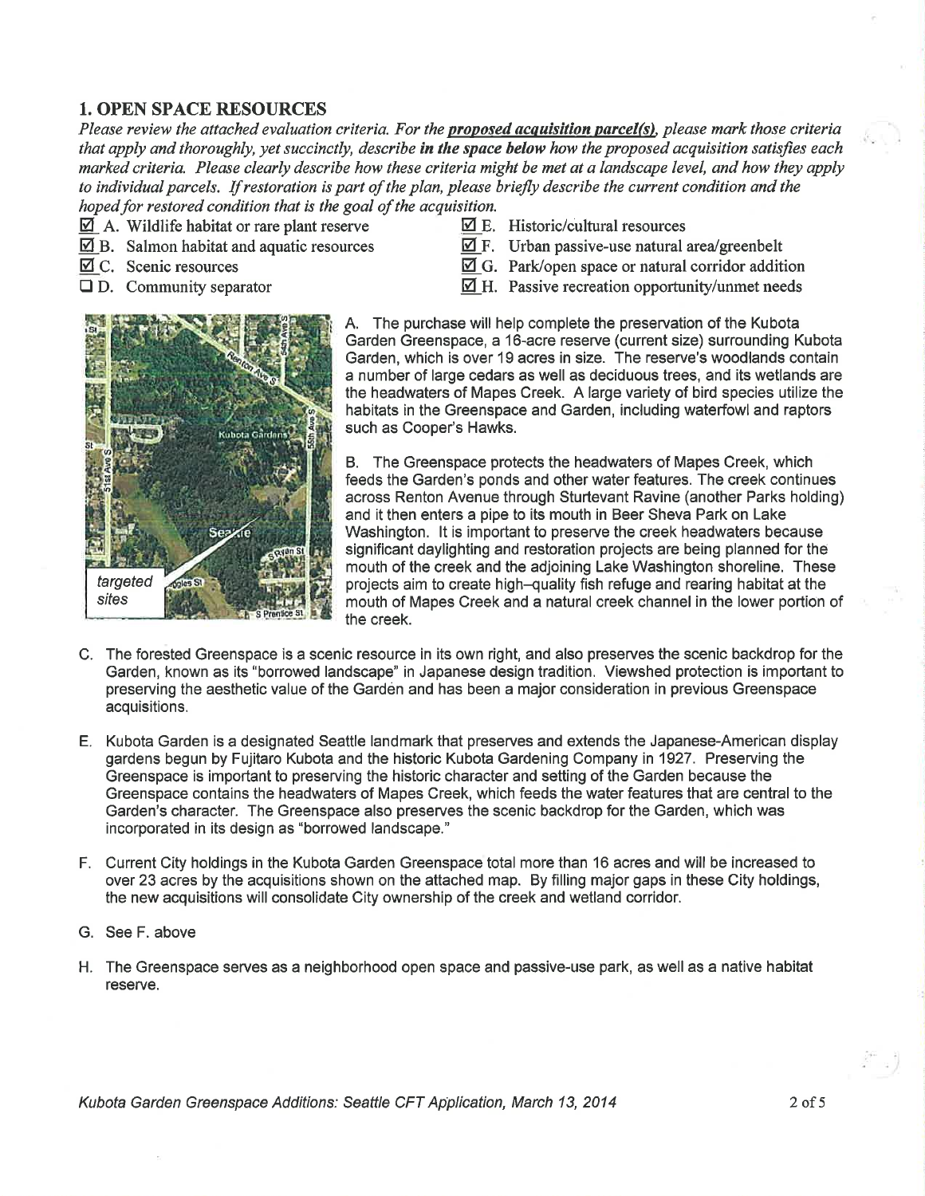## 1. OPEN SPACE RESOURCES

*Please review the attached evaluation criteria. For the* ***proposed acquisition parcel(s)****, please mark those criteria that apply and thoroughly, yet succinctly, describe* ***in the space below*** *how the proposed acquisition satisfies each marked criteria. Please clearly describe how these criteria might be met at a landscape level, and how they apply to individual parcels. If restoration is part of the plan, please briefly describe the current condition and the hoped for restored condition that is the goal of the acquisition.*

- ☑ A. Wildlife habitat or rare plant reserve
- ☑ B. Salmon habitat and aquatic resources
- ☑ C. Scenic resources
- ☐ D. Community separator
- ☑ E. Historic/cultural resources
- ☑ F. Urban passive-use natural area/greenbelt
- ☑ G. Park/open space or natural corridor addition
- ☑ H. Passive recreation opportunity/unmet needs

A. The purchase will help complete the preservation of the Kubota Garden Greenspace, a 16-acre reserve (current size) surrounding Kubota Garden, which is over 19 acres in size. The reserve's woodlands contain a number of large cedars as well as deciduous trees, and its wetlands are the headwaters of Mapes Creek. A large variety of bird species utilize the habitats in the Greenspace and Garden, including waterfowl and raptors such as Cooper's Hawks.

B. The Greenspace protects the headwaters of Mapes Creek, which feeds the Garden's ponds and other water features. The creek continues across Renton Avenue through Sturtevant Ravine (another Parks holding) and it then enters a pipe to its mouth in Beer Sheva Park on Lake Washington. It is important to preserve the creek headwaters because significant daylighting and restoration projects are being planned for the mouth of the creek and the adjoining Lake Washington shoreline. These projects aim to create high–quality fish refuge and rearing habitat at the mouth of Mapes Creek and a natural creek channel in the lower portion of the creek.

C. The forested Greenspace is a scenic resource in its own right, and also preserves the scenic backdrop for the Garden, known as its "borrowed landscape" in Japanese design tradition. Viewshed protection is important to preserving the aesthetic value of the Garden and has been a major consideration in previous Greenspace acquisitions.

E. Kubota Garden is a designated Seattle landmark that preserves and extends the Japanese-American display gardens begun by Fujitaro Kubota and the historic Kubota Gardening Company in 1927. Preserving the Greenspace is important to preserving the historic character and setting of the Garden because the Greenspace contains the headwaters of Mapes Creek, which feeds the water features that are central to the Garden's character. The Greenspace also preserves the scenic backdrop for the Garden, which was incorporated in its design as "borrowed landscape."

F. Current City holdings in the Kubota Garden Greenspace total more than 16 acres and will be increased to over 23 acres by the acquisitions shown on the attached map. By filling major gaps in these City holdings, the new acquisitions will consolidate City ownership of the creek and wetland corridor.

G. See F. above

H. The Greenspace serves as a neighborhood open space and passive-use park, as well as a native habitat reserve.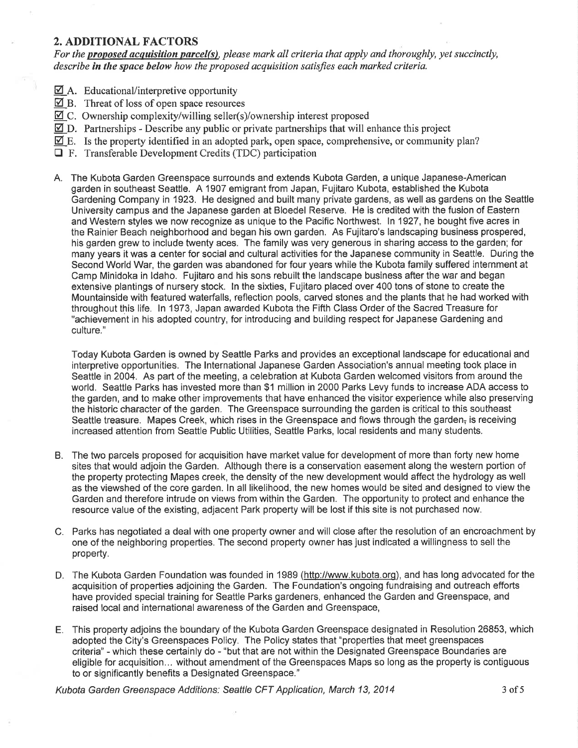## 2. ADDITIONAL FACTORS

*For the **proposed acquisition parcel(s)**, please mark all criteria that apply and thoroughly, yet succinctly, describe **in the space below** how the proposed acquisition satisfies each marked criteria.*

- ☑ A. Educational/interpretive opportunity
- ☑ B. Threat of loss of open space resources
- ☑ C. Ownership complexity/willing seller(s)/ownership interest proposed
- ☑ D. Partnerships - Describe any public or private partnerships that will enhance this project
- ☑ E. Is the property identified in an adopted park, open space, comprehensive, or community plan?
- ☐ F. Transferable Development Credits (TDC) participation

A. The Kubota Garden Greenspace surrounds and extends Kubota Garden, a unique Japanese-American garden in southeast Seattle. A 1907 emigrant from Japan, Fujitaro Kubota, established the Kubota Gardening Company in 1923. He designed and built many private gardens, as well as gardens on the Seattle University campus and the Japanese garden at Bloedel Reserve. He is credited with the fusion of Eastern and Western styles we now recognize as unique to the Pacific Northwest. In 1927, he bought five acres in the Rainier Beach neighborhood and began his own garden. As Fujitaro's landscaping business prospered, his garden grew to include twenty aces. The family was very generous in sharing access to the garden; for many years it was a center for social and cultural activities for the Japanese community in Seattle. During the Second World War, the garden was abandoned for four years while the Kubota family suffered internment at Camp Minidoka in Idaho. Fujitaro and his sons rebuilt the landscape business after the war and began extensive plantings of nursery stock. In the sixties, Fujitaro placed over 400 tons of stone to create the Mountainside with featured waterfalls, reflection pools, carved stones and the plants that he had worked with throughout this life. In 1973, Japan awarded Kubota the Fifth Class Order of the Sacred Treasure for "achievement in his adopted country, for introducing and building respect for Japanese Gardening and culture."

Today Kubota Garden is owned by Seattle Parks and provides an exceptional landscape for educational and interpretive opportunities. The International Japanese Garden Association's annual meeting took place in Seattle in 2004. As part of the meeting, a celebration at Kubota Garden welcomed visitors from around the world. Seattle Parks has invested more than $1 million in 2000 Parks Levy funds to increase ADA access to the garden, and to make other improvements that have enhanced the visitor experience while also preserving the historic character of the garden. The Greenspace surrounding the garden is critical to this southeast Seattle treasure. Mapes Creek, which rises in the Greenspace and flows through the garden, is receiving increased attention from Seattle Public Utilities, Seattle Parks, local residents and many students.

B. The two parcels proposed for acquisition have market value for development of more than forty new home sites that would adjoin the Garden. Although there is a conservation easement along the western portion of the property protecting Mapes creek, the density of the new development would affect the hydrology as well as the viewshed of the core garden. In all likelihood, the new homes would be sited and designed to view the Garden and therefore intrude on views from within the Garden. The opportunity to protect and enhance the resource value of the existing, adjacent Park property will be lost if this site is not purchased now.

C. Parks has negotiated a deal with one property owner and will close after the resolution of an encroachment by one of the neighboring properties. The second property owner has just indicated a willingness to sell the property.

D. The Kubota Garden Foundation was founded in 1989 (http://www.kubota.org), and has long advocated for the acquisition of properties adjoining the Garden. The Foundation's ongoing fundraising and outreach efforts have provided special training for Seattle Parks gardeners, enhanced the Garden and Greenspace, and raised local and international awareness of the Garden and Greenspace,

E. This property adjoins the boundary of the Kubota Garden Greenspace designated in Resolution 26853, which adopted the City's Greenspaces Policy. The Policy states that "properties that meet greenspaces criteria" - which these certainly do - "but that are not within the Designated Greenspace Boundaries are eligible for acquisition... without amendment of the Greenspaces Maps so long as the property is contiguous to or significantly benefits a Designated Greenspace."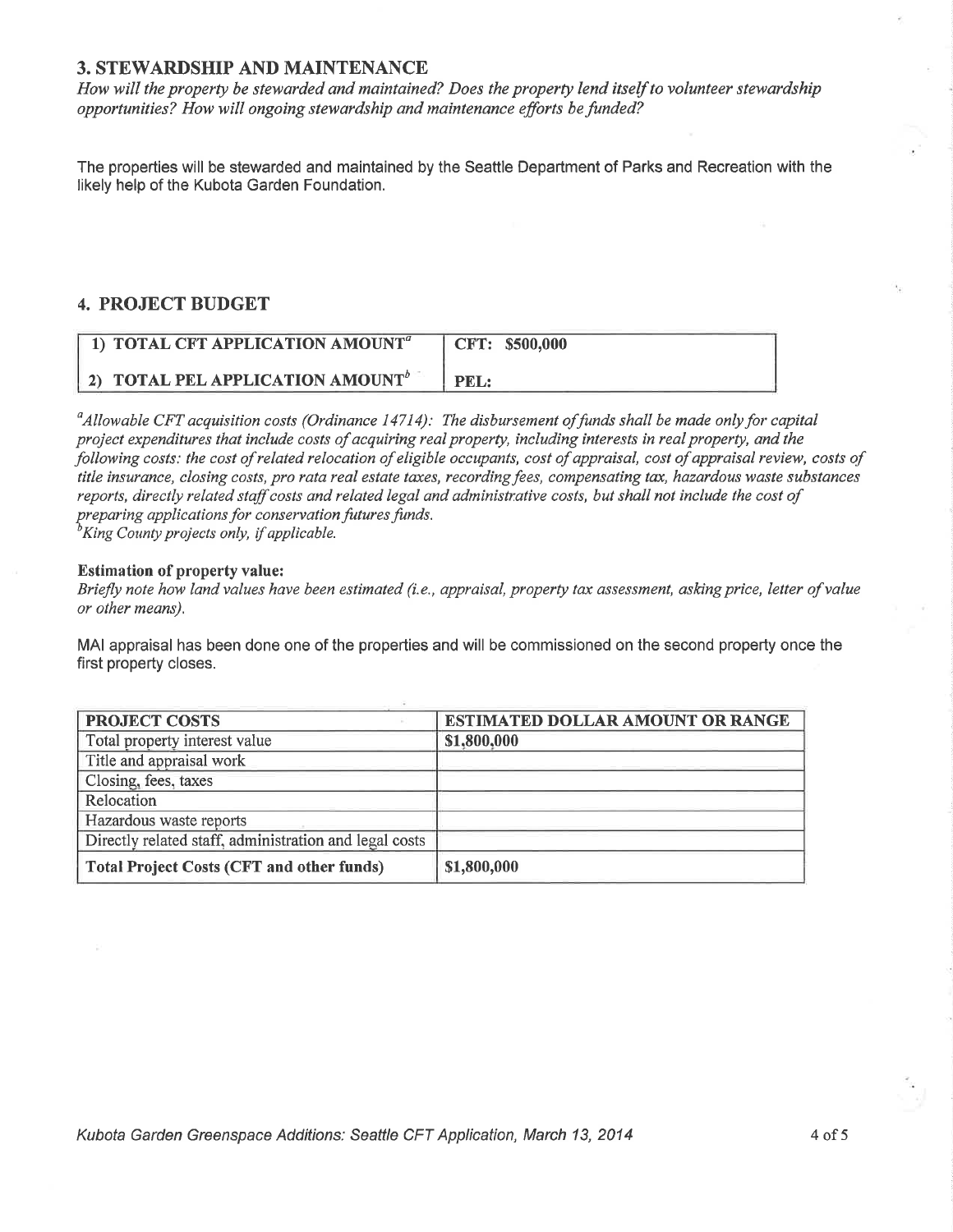## 3. STEWARDSHIP AND MAINTENANCE

*How will the property be stewarded and maintained? Does the property lend itself to volunteer stewardship opportunities? How will ongoing stewardship and maintenance efforts be funded?*

The properties will be stewarded and maintained by the Seattle Department of Parks and Recreation with the likely help of the Kubota Garden Foundation.

## 4. PROJECT BUDGET

| | |
|---|---|
| **1) TOTAL CFT APPLICATION AMOUNT[a]** | **CFT: $500,000** |
| **2) TOTAL PEL APPLICATION AMOUNT[b]** | **PEL:** |

*[a]Allowable CFT acquisition costs (Ordinance 14714): The disbursement of funds shall be made only for capital project expenditures that include costs of acquiring real property, including interests in real property, and the following costs: the cost of related relocation of eligible occupants, cost of appraisal, cost of appraisal review, costs of title insurance, closing costs, pro rata real estate taxes, recording fees, compensating tax, hazardous waste substances reports, directly related staff costs and related legal and administrative costs, but shall not include the cost of preparing applications for conservation futures funds.*
*[b]King County projects only, if applicable.*

**Estimation of property value:**
*Briefly note how land values have been estimated (i.e., appraisal, property tax assessment, asking price, letter of value or other means).*

MAI appraisal has been done one of the properties and will be commissioned on the second property once the first property closes.

| PROJECT COSTS | ESTIMATED DOLLAR AMOUNT OR RANGE |
|---|---|
| Total property interest value | $1,800,000 |
| Title and appraisal work | |
| Closing, fees, taxes | |
| Relocation | |
| Hazardous waste reports | |
| Directly related staff, administration and legal costs | |
| **Total Project Costs (CFT and other funds)** | $1,800,000 |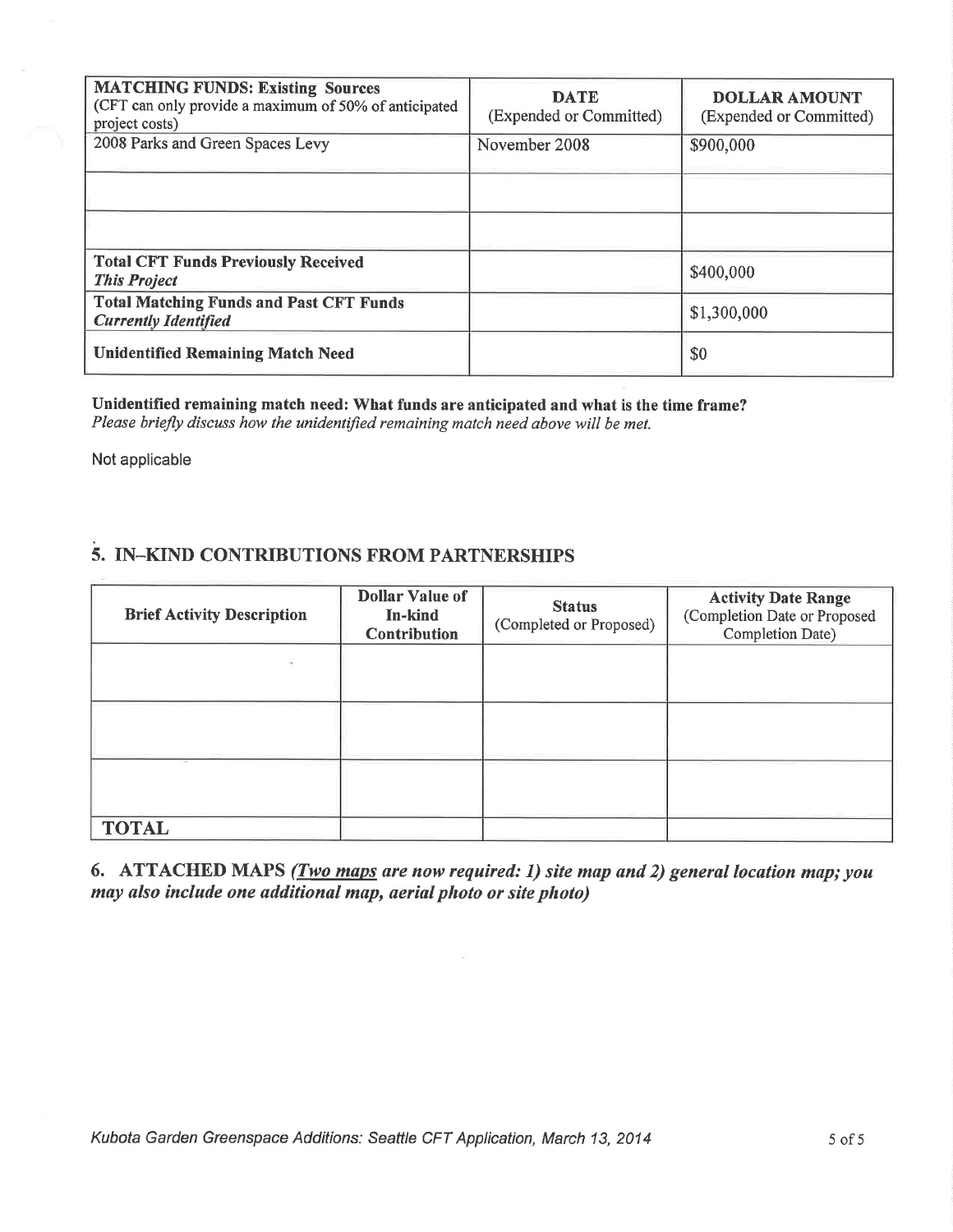| **MATCHING FUNDS: Existing Sources** (CFT can only provide a maximum of 50% of anticipated project costs) | **DATE** (Expended or Committed) | **DOLLAR AMOUNT** (Expended or Committed) |
|---|---|---|
| 2008 Parks and Green Spaces Levy | November 2008 | $900,000 |
| | | |
| | | |
| **Total CFT Funds Previously Received** ***This Project*** | | $400,000 |
| **Total Matching Funds and Past CFT Funds** ***Currently Identified*** | | $1,300,000 |
| **Unidentified Remaining Match Need** | | $0 |

**Unidentified remaining match need: What funds are anticipated and what is the time frame?**
*Please briefly discuss how the unidentified remaining match need above will be met.*

Not applicable

## 5. IN–KIND CONTRIBUTIONS FROM PARTNERSHIPS

| Brief Activity Description | Dollar Value of In-kind Contribution | Status (Completed or Proposed) | Activity Date Range (Completion Date or Proposed Completion Date) |
|---|---|---|---|
| | | | |
| | | | |
| | | | |
| **TOTAL** | | | |

## 6. ATTACHED MAPS *(Two maps are now required: 1) site map and 2) general location map; you may also include one additional map, aerial photo or site photo)*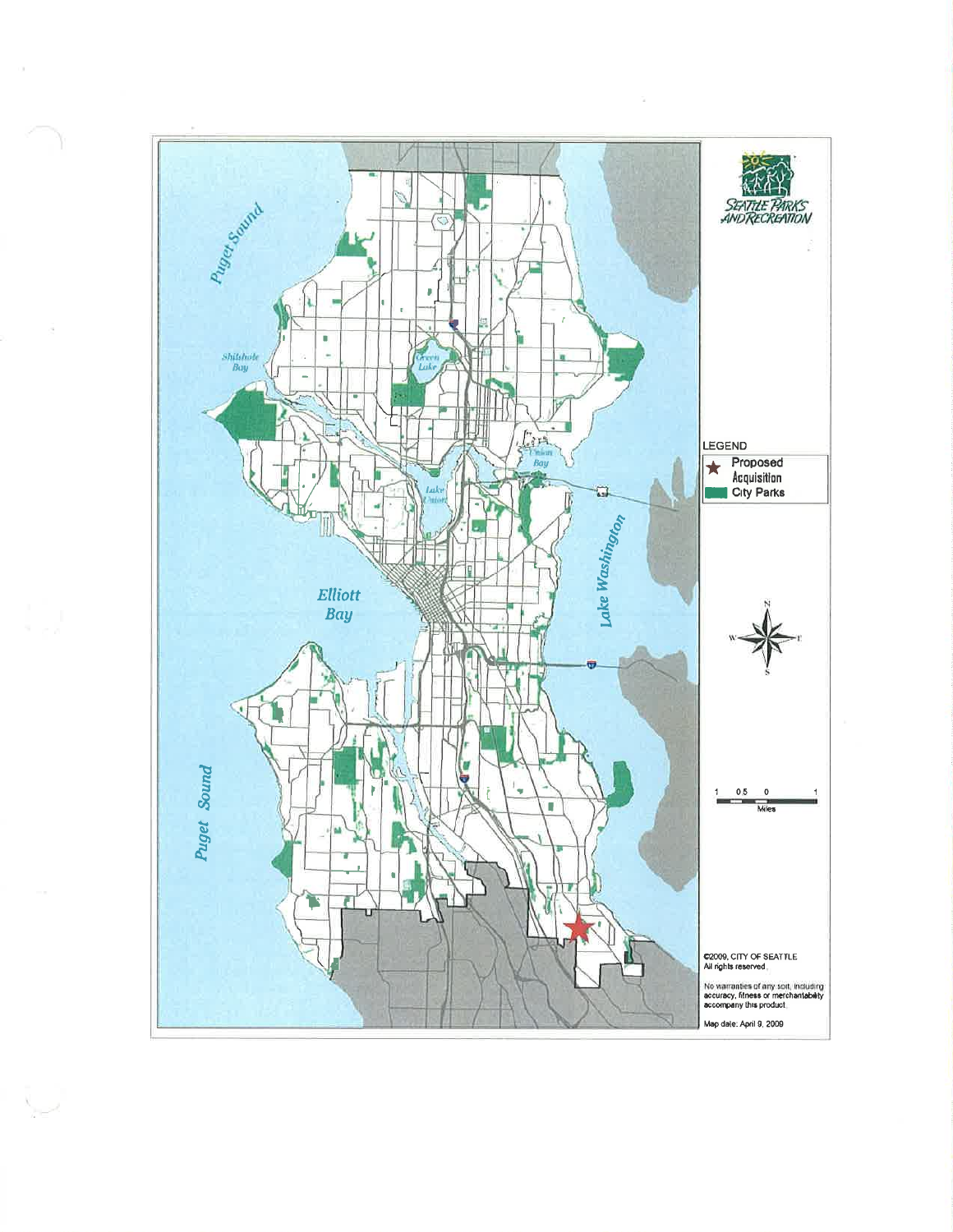SEATTLE PARKS AND RECREATION

Puget Sound

Shilshole Bay

Green Lake

Union Bay

Lake Union

Elliott Bay

Lake Washington

Puget Sound

LEGEND

★ Proposed Acquisition

City Parks

1 0.5 0 1

Miles

©2009, CITY OF SEATTLE
All rights reserved.

No warranties of any sort, including accuracy, fitness or merchantability accompany this product.

Map date: April 9, 2009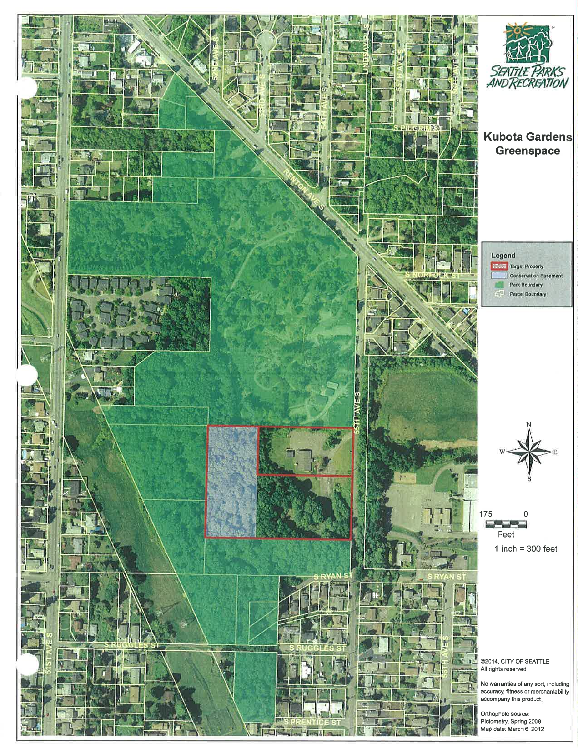SEATTLE PARKS AND RECREATION

# Kubota Gardens Greenspace

**Legend**

- Target Property
- Conservation Easement
- Park Boundary
- Parcel Boundary

RENTON AVE S

S PILGRIM ST

S NORFOLK ST

65TH AVE S

S RYAN ST

S RUGGLES ST

S PRENTICE ST

51ST AVE S

52ND AVE S

53RD AVE S

54TH AVE S

LINDSAY PL S

55TH AVE S

56TH AVE S

N

W

E

S

175 0

Feet

1 inch = 300 feet

©2014, CITY OF SEATTLE
All rights reserved.

No warranties of any sort, including accuracy, fitness or merchantability accompany this product.

Orthophoto source:
Pictometry, Spring 2009
Map date: March 6, 2012